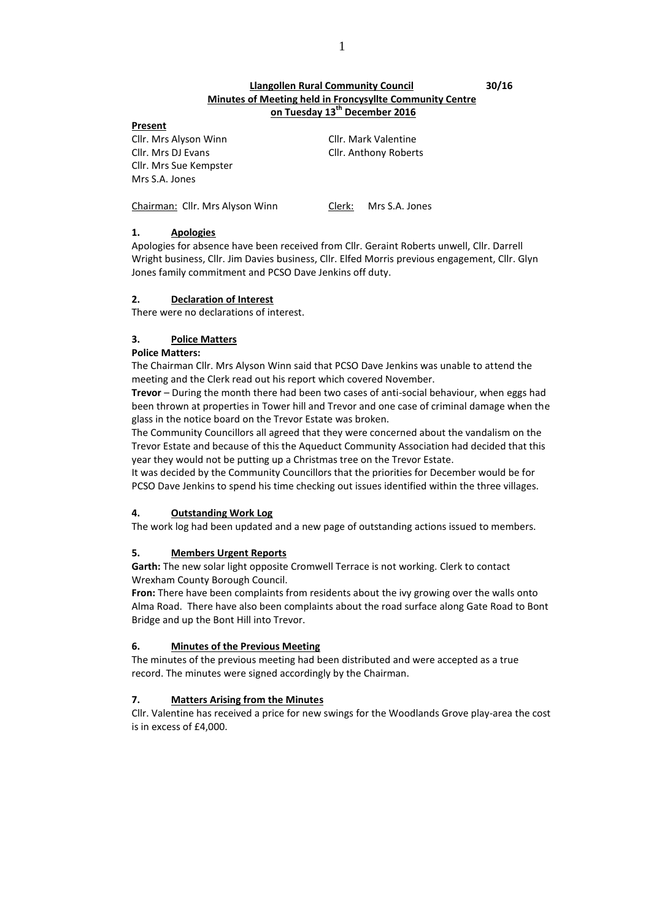**Llangollen Rural Community Council** **30/16**

**Minutes of Meeting held in Froncysyllte Community Centre on Tuesday 13th December 2016**

**Present**

Cllr. Mrs Alyson Winn
Cllr. Mrs DJ Evans
Cllr. Mrs Sue Kempster
Mrs S.A. Jones
Cllr. Mark Valentine
Cllr. Anthony Roberts

Chairman: Cllr. Mrs Alyson Winn    Clerk: Mrs S.A. Jones

## 1. Apologies

Apologies for absence have been received from Cllr. Geraint Roberts unwell, Cllr. Darrell Wright business, Cllr. Jim Davies business, Cllr. Elfed Morris previous engagement, Cllr. Glyn Jones family commitment and PCSO Dave Jenkins off duty.

## 2. Declaration of Interest

There were no declarations of interest.

## 3. Police Matters

**Police Matters:**

The Chairman Cllr. Mrs Alyson Winn said that PCSO Dave Jenkins was unable to attend the meeting and the Clerk read out his report which covered November.

**Trevor** – During the month there had been two cases of anti-social behaviour, when eggs had been thrown at properties in Tower hill and Trevor and one case of criminal damage when the glass in the notice board on the Trevor Estate was broken.

The Community Councillors all agreed that they were concerned about the vandalism on the Trevor Estate and because of this the Aqueduct Community Association had decided that this year they would not be putting up a Christmas tree on the Trevor Estate.

It was decided by the Community Councillors that the priorities for December would be for PCSO Dave Jenkins to spend his time checking out issues identified within the three villages.

## 4. Outstanding Work Log

The work log had been updated and a new page of outstanding actions issued to members.

## 5. Members Urgent Reports

**Garth:** The new solar light opposite Cromwell Terrace is not working. Clerk to contact Wrexham County Borough Council.

**Fron:** There have been complaints from residents about the ivy growing over the walls onto Alma Road. There have also been complaints about the road surface along Gate Road to Bont Bridge and up the Bont Hill into Trevor.

## 6. Minutes of the Previous Meeting

The minutes of the previous meeting had been distributed and were accepted as a true record. The minutes were signed accordingly by the Chairman.

## 7. Matters Arising from the Minutes

Cllr. Valentine has received a price for new swings for the Woodlands Grove play-area the cost is in excess of £4,000.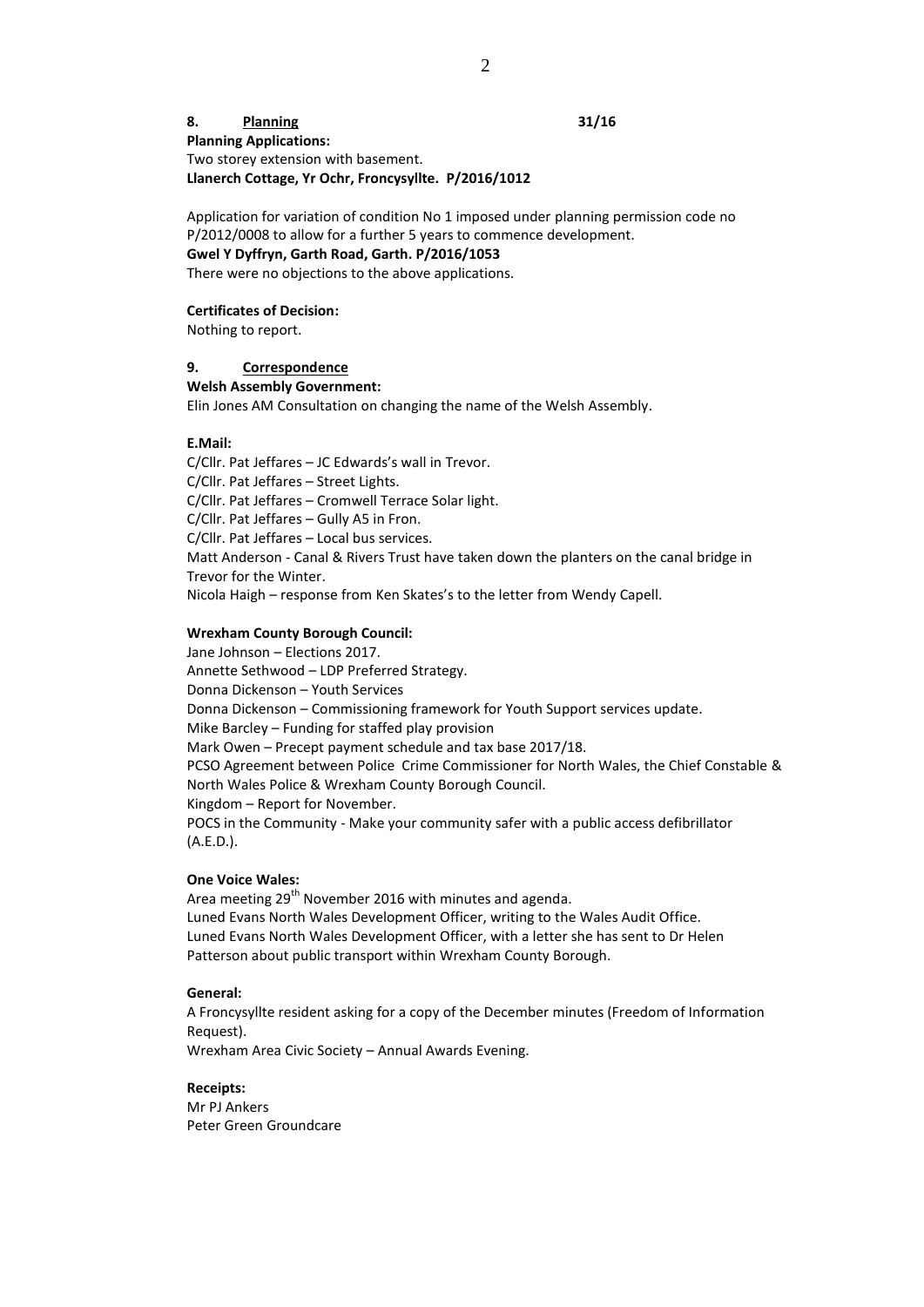## 8. Planning 31/16

**Planning Applications:**

Two storey extension with basement.
**Llanerch Cottage, Yr Ochr, Froncysyllte. P/2016/1012**

Application for variation of condition No 1 imposed under planning permission code no P/2012/0008 to allow for a further 5 years to commence development.
**Gwel Y Dyffryn, Garth Road, Garth. P/2016/1053**
There were no objections to the above applications.

**Certificates of Decision:**
Nothing to report.

## 9. Correspondence

**Welsh Assembly Government:**
Elin Jones AM Consultation on changing the name of the Welsh Assembly.

**E.Mail:**
C/Cllr. Pat Jeffares – JC Edwards's wall in Trevor.
C/Cllr. Pat Jeffares – Street Lights.
C/Cllr. Pat Jeffares – Cromwell Terrace Solar light.
C/Cllr. Pat Jeffares – Gully A5 in Fron.
C/Cllr. Pat Jeffares – Local bus services.
Matt Anderson - Canal & Rivers Trust have taken down the planters on the canal bridge in Trevor for the Winter.
Nicola Haigh – response from Ken Skates's to the letter from Wendy Capell.

**Wrexham County Borough Council:**
Jane Johnson – Elections 2017.
Annette Sethwood – LDP Preferred Strategy.
Donna Dickenson – Youth Services
Donna Dickenson – Commissioning framework for Youth Support services update.
Mike Barcley – Funding for staffed play provision
Mark Owen – Precept payment schedule and tax base 2017/18.
PCSO Agreement between Police Crime Commissioner for North Wales, the Chief Constable & North Wales Police & Wrexham County Borough Council.
Kingdom – Report for November.
POCS in the Community - Make your community safer with a public access defibrillator (A.E.D.).

**One Voice Wales:**
Area meeting 29th November 2016 with minutes and agenda.
Luned Evans North Wales Development Officer, writing to the Wales Audit Office.
Luned Evans North Wales Development Officer, with a letter she has sent to Dr Helen Patterson about public transport within Wrexham County Borough.

**General:**
A Froncysyllte resident asking for a copy of the December minutes (Freedom of Information Request).
Wrexham Area Civic Society – Annual Awards Evening.

**Receipts:**
Mr PJ Ankers
Peter Green Groundcare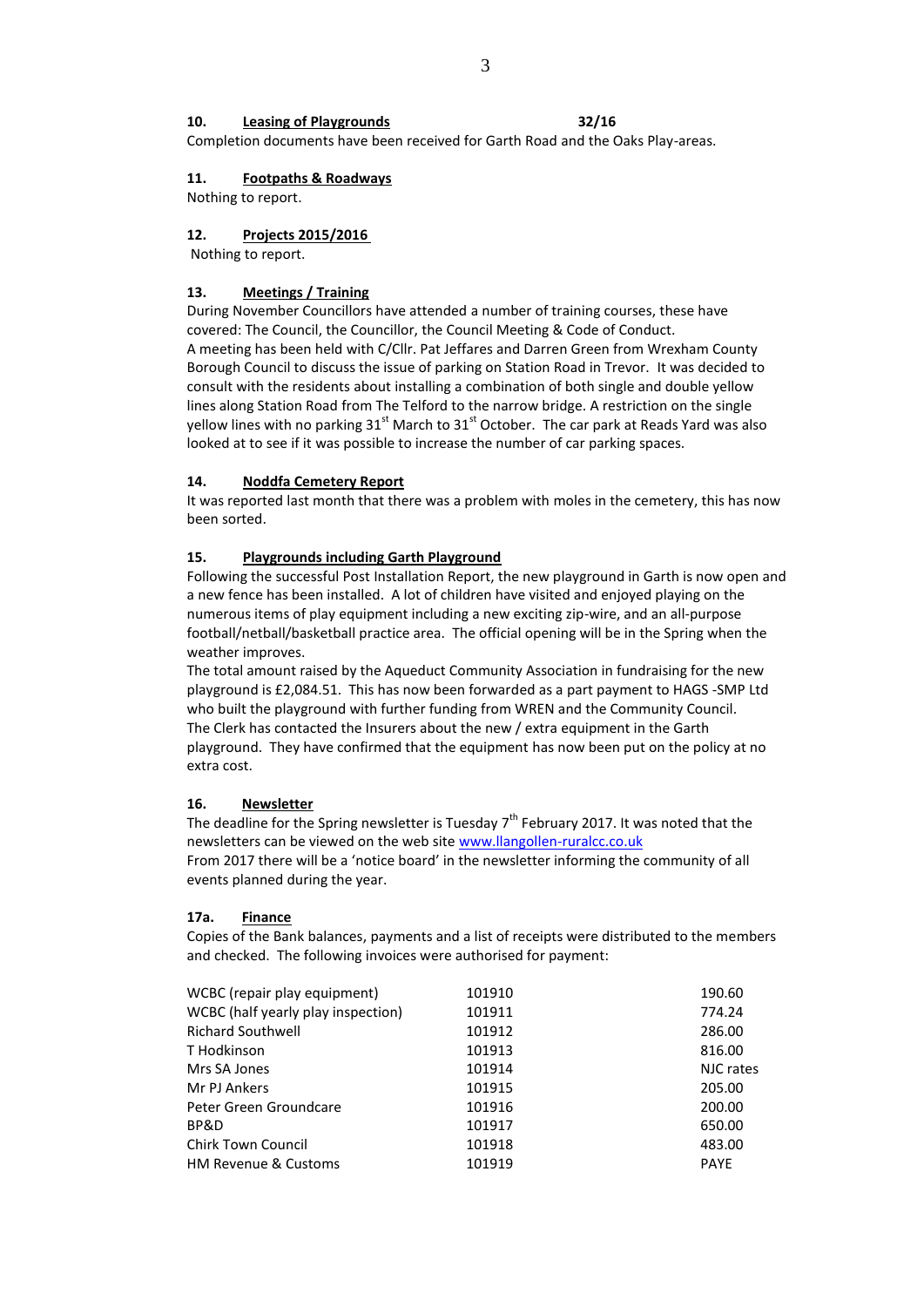**10. Leasing of Playgrounds** **32/16**

Completion documents have been received for Garth Road and the Oaks Play-areas.

**11. Footpaths & Roadways**

Nothing to report.

**12. Projects 2015/2016**

Nothing to report.

**13. Meetings / Training**

During November Councillors have attended a number of training courses, these have covered: The Council, the Councillor, the Council Meeting & Code of Conduct.
A meeting has been held with C/Cllr. Pat Jeffares and Darren Green from Wrexham County Borough Council to discuss the issue of parking on Station Road in Trevor. It was decided to consult with the residents about installing a combination of both single and double yellow lines along Station Road from The Telford to the narrow bridge. A restriction on the single yellow lines with no parking 31st March to 31st October. The car park at Reads Yard was also looked at to see if it was possible to increase the number of car parking spaces.

**14. Noddfa Cemetery Report**

It was reported last month that there was a problem with moles in the cemetery, this has now been sorted.

**15. Playgrounds including Garth Playground**

Following the successful Post Installation Report, the new playground in Garth is now open and a new fence has been installed. A lot of children have visited and enjoyed playing on the numerous items of play equipment including a new exciting zip-wire, and an all-purpose football/netball/basketball practice area. The official opening will be in the Spring when the weather improves.
The total amount raised by the Aqueduct Community Association in fundraising for the new playground is £2,084.51. This has now been forwarded as a part payment to HAGS -SMP Ltd who built the playground with further funding from WREN and the Community Council.
The Clerk has contacted the Insurers about the new / extra equipment in the Garth playground. They have confirmed that the equipment has now been put on the policy at no extra cost.

**16. Newsletter**

The deadline for the Spring newsletter is Tuesday 7th February 2017. It was noted that the newsletters can be viewed on the web site www.llangollen-ruralcc.co.uk
From 2017 there will be a 'notice board' in the newsletter informing the community of all events planned during the year.

**17a. Finance**

Copies of the Bank balances, payments and a list of receipts were distributed to the members and checked. The following invoices were authorised for payment:

| | | |
|---|---|---|
| WCBC (repair play equipment) | 101910 | 190.60 |
| WCBC (half yearly play inspection) | 101911 | 774.24 |
| Richard Southwell | 101912 | 286.00 |
| T Hodkinson | 101913 | 816.00 |
| Mrs SA Jones | 101914 | NJC rates |
| Mr PJ Ankers | 101915 | 205.00 |
| Peter Green Groundcare | 101916 | 200.00 |
| BP&D | 101917 | 650.00 |
| Chirk Town Council | 101918 | 483.00 |
| HM Revenue & Customs | 101919 | PAYE |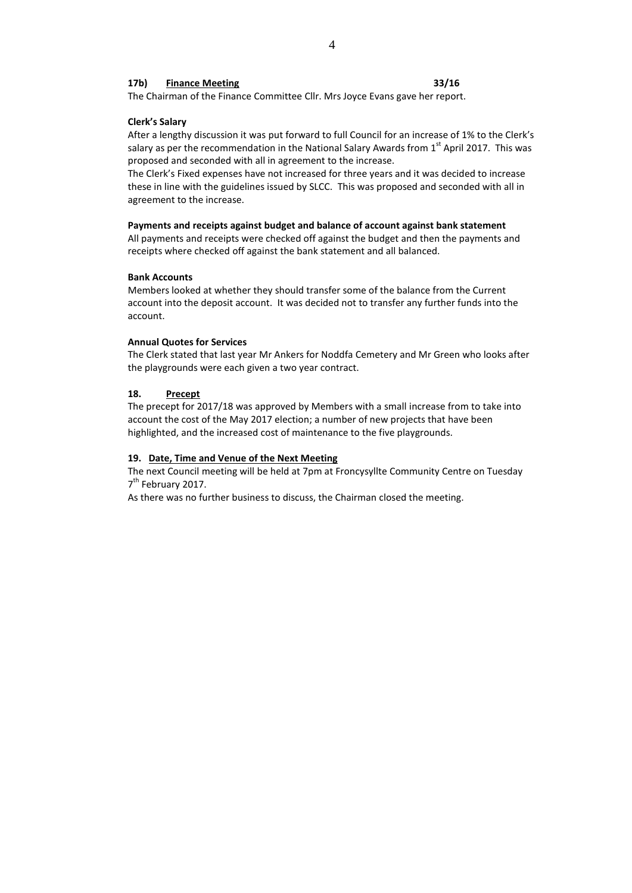### 17b) Finance Meeting 33/16

The Chairman of the Finance Committee Cllr. Mrs Joyce Evans gave her report.

**Clerk's Salary**

After a lengthy discussion it was put forward to full Council for an increase of 1% to the Clerk's salary as per the recommendation in the National Salary Awards from 1st April 2017. This was proposed and seconded with all in agreement to the increase.

The Clerk's Fixed expenses have not increased for three years and it was decided to increase these in line with the guidelines issued by SLCC. This was proposed and seconded with all in agreement to the increase.

**Payments and receipts against budget and balance of account against bank statement**

All payments and receipts were checked off against the budget and then the payments and receipts where checked off against the bank statement and all balanced.

**Bank Accounts**

Members looked at whether they should transfer some of the balance from the Current account into the deposit account. It was decided not to transfer any further funds into the account.

**Annual Quotes for Services**

The Clerk stated that last year Mr Ankers for Noddfa Cemetery and Mr Green who looks after the playgrounds were each given a two year contract.

### 18. Precept

The precept for 2017/18 was approved by Members with a small increase from to take into account the cost of the May 2017 election; a number of new projects that have been highlighted, and the increased cost of maintenance to the five playgrounds.

### 19. Date, Time and Venue of the Next Meeting

The next Council meeting will be held at 7pm at Froncysyllte Community Centre on Tuesday 7th February 2017.

As there was no further business to discuss, the Chairman closed the meeting.